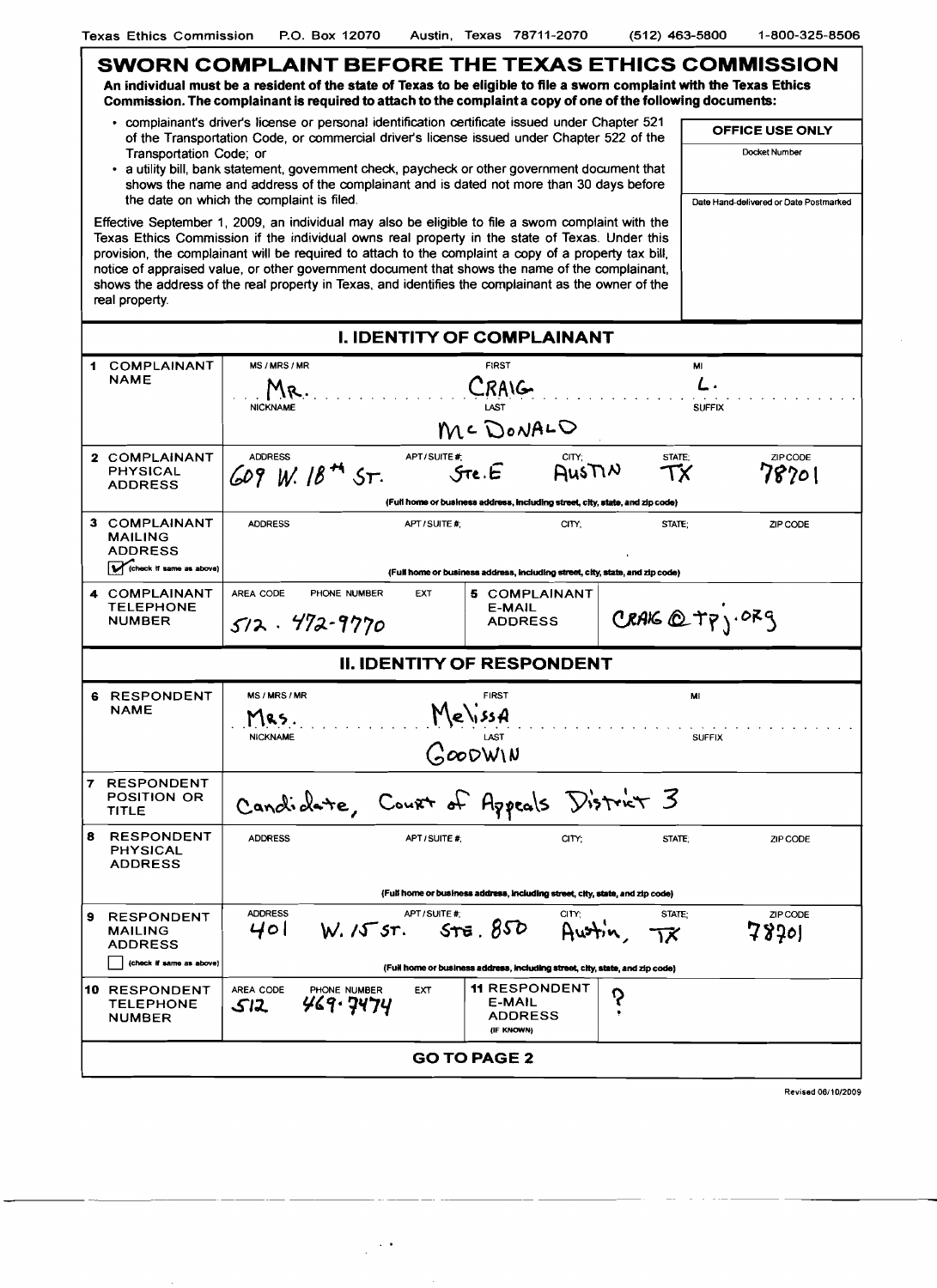Texas Ethics Commission P.O. Box 12070 Austin, Texas 78711-2070 (512) 463-5800 1-800-325-8506

# SWORN COMPLAINT BEFORE THE TEXAS ETHICS COMMISSION

**An individual must be a resident of the state of Texas to be eligible to file a sworn complaint with the Texas Ethics Commission. The complainant is required to attach to the complaint a copy of one of the following documents:**

- complainant's driver's license or personal identification certificate issued under Chapter 521 of the Transportation Code, or commercial driver's license issued under Chapter 522 of the Transportation Code; or
- a utility bill, bank statement, government check, paycheck or other government document that shows the name and address of the complainant and is dated not more than 30 days before the date on which the complaint is filed.

Effective September 1, 2009, an individual may also be eligible to file a sworn complaint with the Texas Ethics Commission if the individual owns real property in the state of Texas. Under this provision, the complainant will be required to attach to the complaint a copy of a property tax bill, notice of appraised value, or other government document that shows the name of the complainant, shows the address of the real property in Texas, and identifies the complainant as the owner of the real property.

| OFFICE USE ONLY |
|---|
| Docket Number |
| Date Hand-delivered or Date Postmarked |

## I. IDENTITY OF COMPLAINANT

| | | | | | | |
|---|---|---|---|---|---|---|
| **1 COMPLAINANT NAME** | MS / MRS / MR: Mr. | | FIRST: Craig | | MI: L. | |
| | NICKNAME: | | LAST: McDonald | | SUFFIX: | |
| **2 COMPLAINANT PHYSICAL ADDRESS** | ADDRESS: 609 W. 18th St. | APT / SUITE #: Ste. E | | CITY: Austin | STATE: TX | ZIP CODE: 78701 |
| | (Full home or business address, including street, city, state, and zip code) | | | | | |
| **3 COMPLAINANT MAILING ADDRESS** ☑ (check if same as above) | ADDRESS: | APT / SUITE #: | | CITY: | STATE: | ZIP CODE: |
| | (Full home or business address, including street, city, state, and zip code) | | | | | |
| **4 COMPLAINANT TELEPHONE NUMBER** | AREA CODE / PHONE NUMBER / EXT: 512 . 472-9770 | | **5 COMPLAINANT E-MAIL ADDRESS** | craig@tpj.org | | |

## II. IDENTITY OF RESPONDENT

| | | | | | | |
|---|---|---|---|---|---|---|
| **6 RESPONDENT NAME** | MS / MRS / MR: Mrs. | | FIRST: Melissa | | MI: | |
| | NICKNAME: | | LAST: Goodwin | | SUFFIX: | |
| **7 RESPONDENT POSITION OR TITLE** | Candidate, Court of Appeals District 3 | | | | | |
| **8 RESPONDENT PHYSICAL ADDRESS** | ADDRESS: | APT / SUITE #: | | CITY: | STATE: | ZIP CODE: |
| | (Full home or business address, including street, city, state, and zip code) | | | | | |
| **9 RESPONDENT MAILING ADDRESS** ☐ (check if same as above) | ADDRESS: 401 W. 15th St. | APT / SUITE #: Ste. 850 | | CITY: Austin | STATE: TX | ZIP CODE: 78701 |
| | (Full home or business address, including street, city, state, and zip code) | | | | | |
| **10 RESPONDENT TELEPHONE NUMBER** | AREA CODE / PHONE NUMBER / EXT: 512 469-7474 | | **11 RESPONDENT E-MAIL ADDRESS (IF KNOWN)** | ? | | |

**GO TO PAGE 2**

Revised 06/10/2009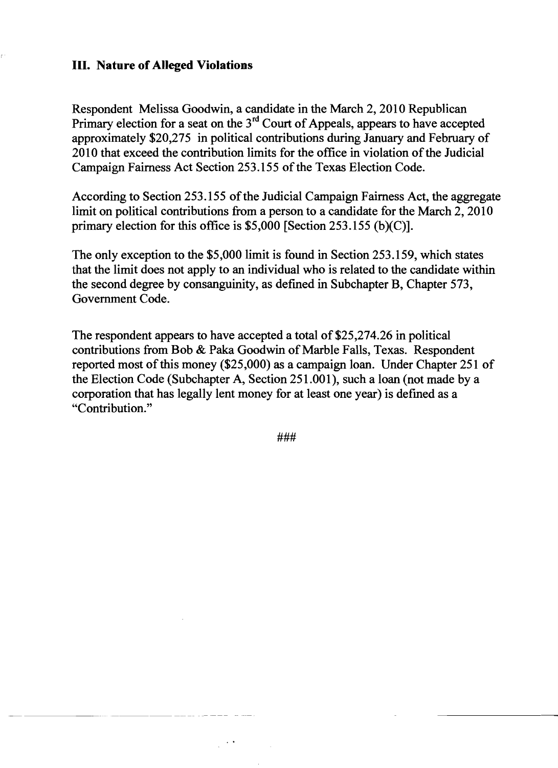### III. Nature of Alleged Violations

Respondent Melissa Goodwin, a candidate in the March 2, 2010 Republican Primary election for a seat on the 3rd Court of Appeals, appears to have accepted approximately $20,275 in political contributions during January and February of 2010 that exceed the contribution limits for the office in violation of the Judicial Campaign Fairness Act Section 253.155 of the Texas Election Code.

According to Section 253.155 of the Judicial Campaign Fairness Act, the aggregate limit on political contributions from a person to a candidate for the March 2, 2010 primary election for this office is $5,000 [Section 253.155 (b)(C)].

The only exception to the $5,000 limit is found in Section 253.159, which states that the limit does not apply to an individual who is related to the candidate within the second degree by consanguinity, as defined in Subchapter B, Chapter 573, Government Code.

The respondent appears to have accepted a total of $25,274.26 in political contributions from Bob & Paka Goodwin of Marble Falls, Texas. Respondent reported most of this money ($25,000) as a campaign loan. Under Chapter 251 of the Election Code (Subchapter A, Section 251.001), such a loan (not made by a corporation that has legally lent money for at least one year) is defined as a "Contribution."

###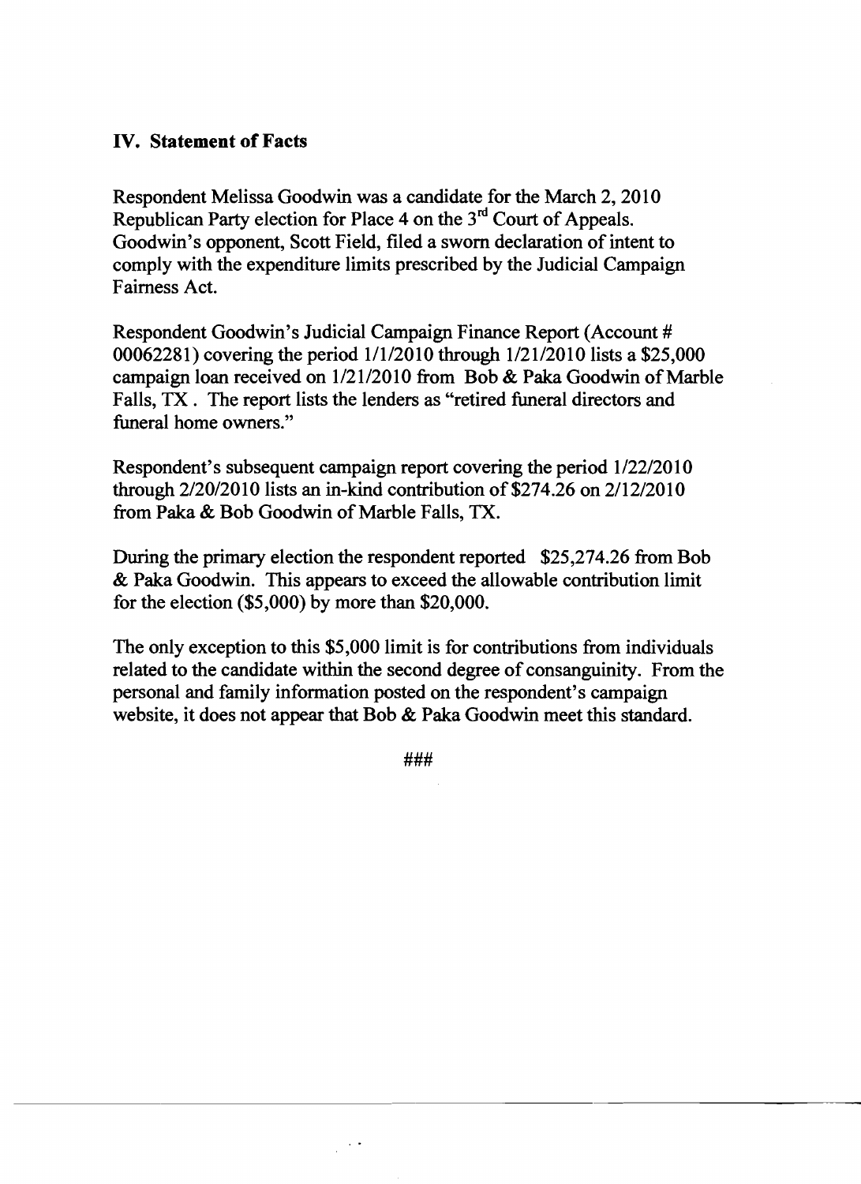## IV. Statement of Facts

Respondent Melissa Goodwin was a candidate for the March 2, 2010 Republican Party election for Place 4 on the 3rd Court of Appeals. Goodwin's opponent, Scott Field, filed a sworn declaration of intent to comply with the expenditure limits prescribed by the Judicial Campaign Fairness Act.

Respondent Goodwin's Judicial Campaign Finance Report (Account # 00062281) covering the period 1/1/2010 through 1/21/2010 lists a $25,000 campaign loan received on 1/21/2010 from Bob & Paka Goodwin of Marble Falls, TX . The report lists the lenders as "retired funeral directors and funeral home owners."

Respondent's subsequent campaign report covering the period 1/22/2010 through 2/20/2010 lists an in-kind contribution of $274.26 on 2/12/2010 from Paka & Bob Goodwin of Marble Falls, TX.

During the primary election the respondent reported $25,274.26 from Bob & Paka Goodwin. This appears to exceed the allowable contribution limit for the election ($5,000) by more than $20,000.

The only exception to this $5,000 limit is for contributions from individuals related to the candidate within the second degree of consanguinity. From the personal and family information posted on the respondent's campaign website, it does not appear that Bob & Paka Goodwin meet this standard.

###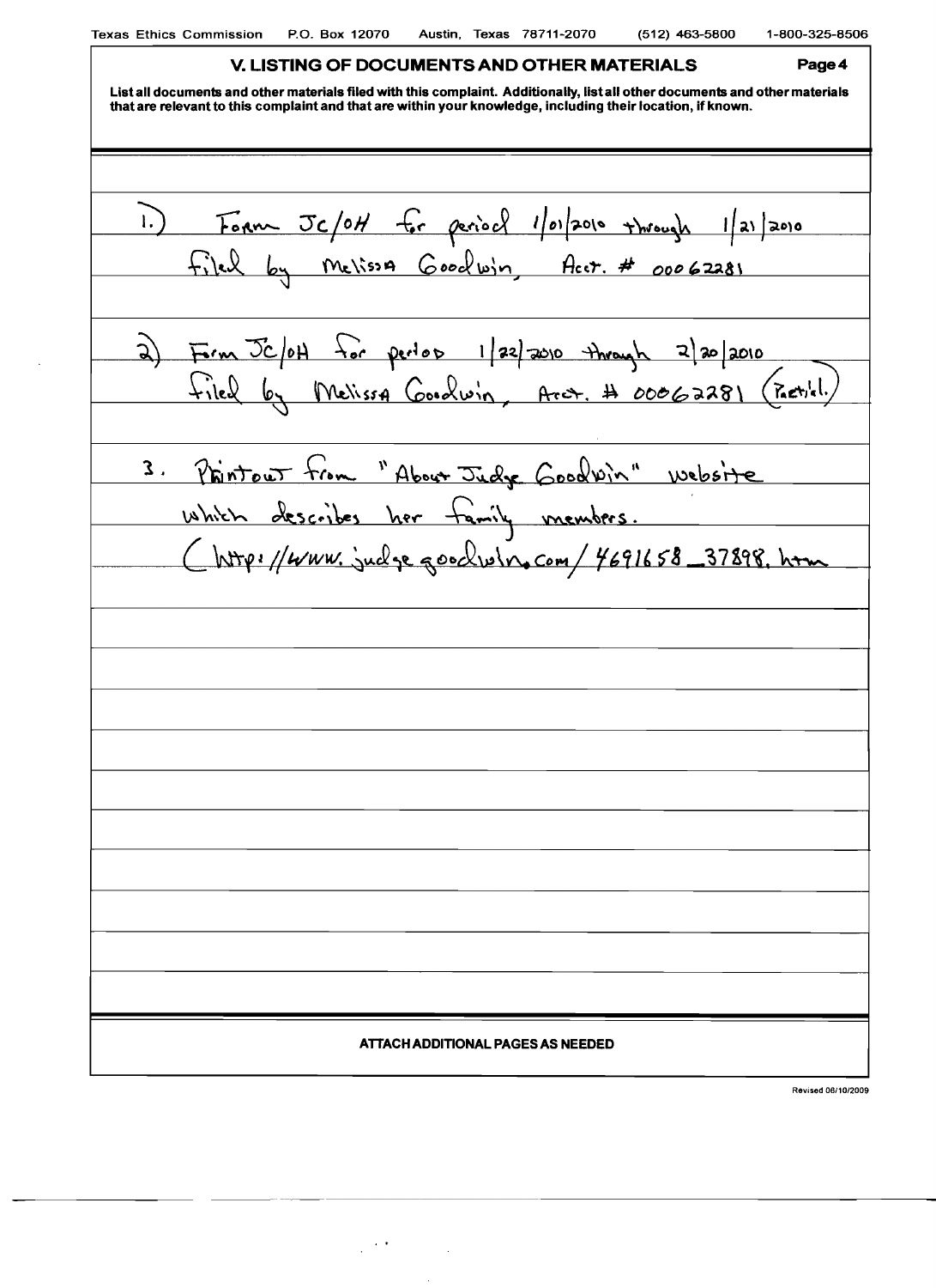## V. LISTING OF DOCUMENTS AND OTHER MATERIALS

List all documents and other materials filed with this complaint. Additionally, list all other documents and other materials that are relevant to this complaint and that are within your knowledge, including their location, if known.

1.) Form JC/OH for period 1/01/2010 through 1/21/2010 filed by Melissa Goodwin, Acct. # 00062281

2) Form JC/OH for period 1/22/2010 through 2/20/2010 filed by Melissa Goodwin, Acct. # 00062281 (Partial.)

3. Printout from "About Judge Goodwin" website which describes her family members. (http://www.judgegoodwin.com/4691658_37898.htm

**ATTACH ADDITIONAL PAGES AS NEEDED**

Revised 08/10/2009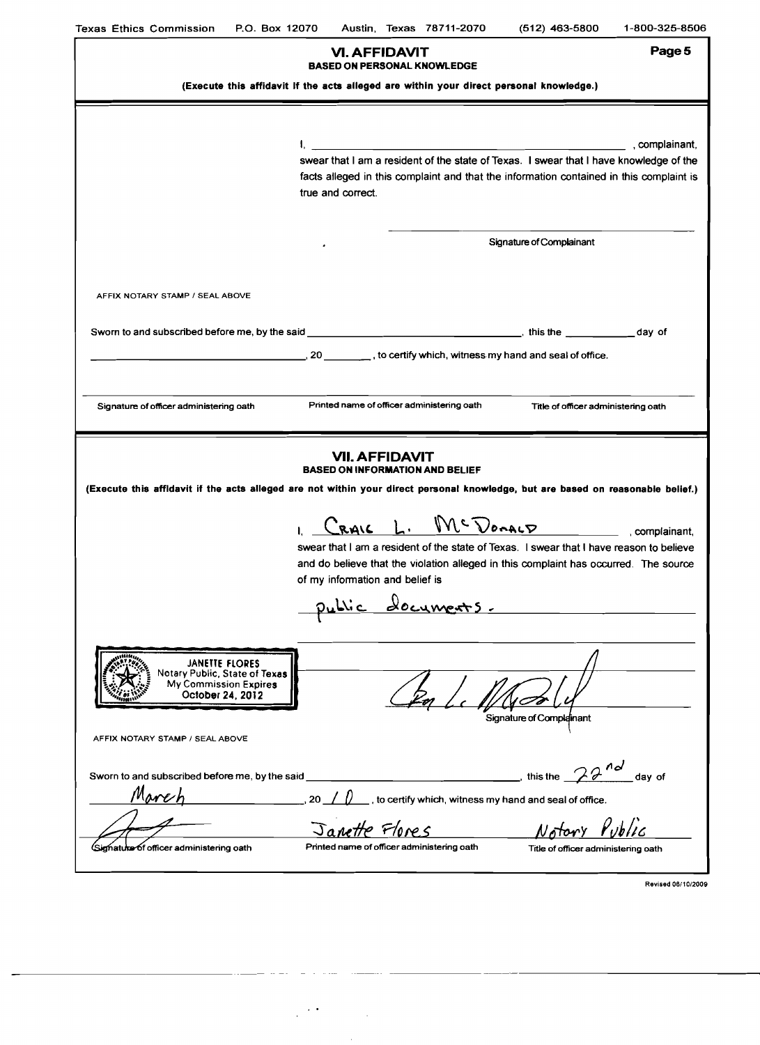Texas Ethics Commission P.O. Box 12070 Austin, Texas 78711-2070 (512) 463-5800 1-800-325-8506

## VI. AFFIDAVIT

**BASED ON PERSONAL KNOWLEDGE**

**(Execute this affidavit if the acts alleged are within your direct personal knowledge.)**

I, ______________________________, complainant, swear that I am a resident of the state of Texas. I swear that I have knowledge of the facts alleged in this complaint and that the information contained in this complaint is true and correct.

______________________________
Signature of Complainant

AFFIX NOTARY STAMP / SEAL ABOVE

Sworn to and subscribed before me, by the said ______________________________, this the ________ day of ______________________, 20 ______, to certify which, witness my hand and seal of office.

| Signature of officer administering oath | Printed name of officer administering oath | Title of officer administering oath |
|---|---|---|

## VII. AFFIDAVIT

**BASED ON INFORMATION AND BELIEF**

**(Execute this affidavit if the acts alleged are not within your direct personal knowledge, but are based on reasonable belief.)**

I, Craig L. McDonald, complainant, swear that I am a resident of the state of Texas. I swear that I have reason to believe and do believe that the violation alleged in this complaint has occurred. The source of my information and belief is

Public documents.

JANETTE FLORES
Notary Public, State of Texas
My Commission Expires
October 24, 2012

[Signature]
Signature of Complainant

AFFIX NOTARY STAMP / SEAL ABOVE

Sworn to and subscribed before me, by the said ______________________________, this the 22nd day of March, 20 10, to certify which, witness my hand and seal of office.

| [Signature] | Janette Flores | Notary Public |
|---|---|---|
| Signature of officer administering oath | Printed name of officer administering oath | Title of officer administering oath |

Revised 06/10/2009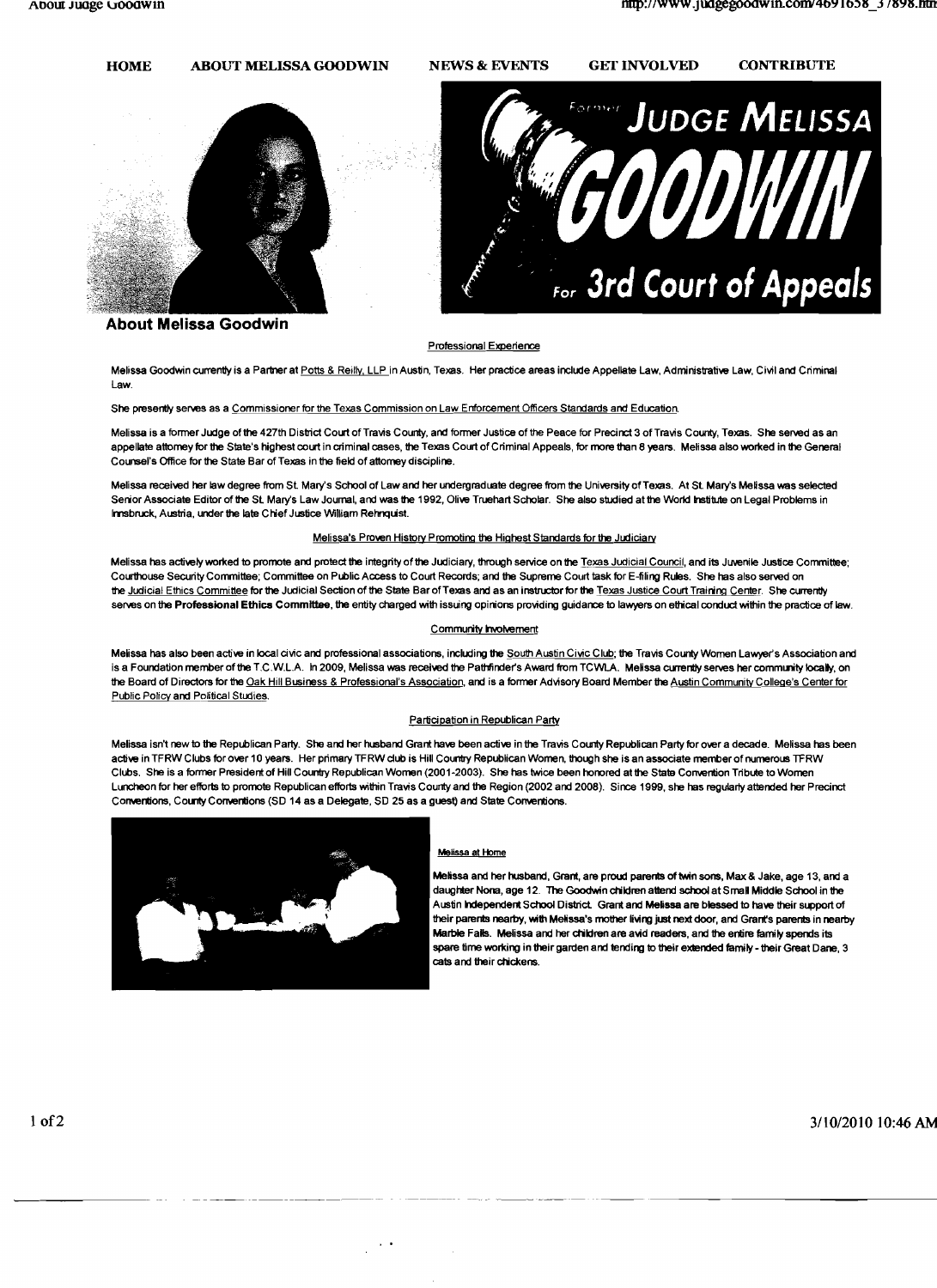HOME ABOUT MELISSA GOODWIN NEWS & EVENTS GET INVOLVED CONTRIBUTE

Former JUDGE MELISSA GOODWIN For 3rd Court of Appeals

## About Melissa Goodwin

### Professional Experience

Melissa Goodwin currently is a Partner at Potts & Reilly, LLP in Austin, Texas. Her practice areas include Appellate Law, Administrative Law, Civil and Criminal Law.

She presently serves as a Commissioner for the Texas Commission on Law Enforcement Officers Standards and Education.

Melissa is a former Judge of the 427th District Court of Travis County, and former Justice of the Peace for Precinct 3 of Travis County, Texas. She served as an appellate attorney for the State's highest court in criminal cases, the Texas Court of Criminal Appeals, for more than 8 years. Melissa also worked in the General Counsel's Office for the State Bar of Texas in the field of attorney discipline.

Melissa received her law degree from St. Mary's School of Law and her undergraduate degree from the University of Texas. At St. Mary's Melissa was selected Senior Associate Editor of the St. Mary's Law Journal, and was the 1992, Olive Truehart Scholar. She also studied at the World Institute on Legal Problems in Innsbruck, Austria, under the late Chief Justice William Rehnquist.

### Melissa's Proven History Promoting the Highest Standards for the Judiciary

Melissa has actively worked to promote and protect the integrity of the Judiciary, through service on the Texas Judicial Council, and its Juvenile Justice Committee; Courthouse Security Committee; Committee on Public Access to Court Records; and the Supreme Court task for E-filing Rules. She has also served on the Judicial Ethics Committee for the Judicial Section of the State Bar of Texas and as an instructor for the Texas Justice Court Training Center. She currently serves on the **Professional Ethics Committee**, the entity charged with issuing opinions providing guidance to lawyers on ethical conduct within the practice of law.

### Community Involvement

Melissa has also been active in local civic and professional associations, including the South Austin Civic Club; the Travis County Women Lawyer's Association and is a Foundation member of the T.C.W.L.A. In 2009, Melissa was received the Pathfinder's Award from TCWLA. Melissa currently serves her community locally, on the Board of Directors for the Oak Hill Business & Professional's Association, and is a former Advisory Board Member the Austin Community College's Center for Public Policy and Political Studies.

### Participation in Republican Party

Melissa isn't new to the Republican Party. She and her husband Grant have been active in the Travis County Republican Party for over a decade. Melissa has been active in TFRW Clubs for over 10 years. Her primary TFRW club is Hill Country Republican Women, though she is an associate member of numerous TFRW Clubs. She is a former President of Hill Country Republican Women (2001-2003). She has twice been honored at the State Convention Tribute to Women Luncheon for her efforts to promote Republican efforts within Travis County and the Region (2002 and 2008). Since 1999, she has regularly attended her Precinct Conventions, County Conventions (SD 14 as a Delegate, SD 25 as a guest) and State Conventions.

### Melissa at Home

Melissa and her husband, Grant, are proud parents of twin sons, Max & Jake, age 13, and a daughter Nona, age 12. The Goodwin children attend school at Small Middle School in the Austin Independent School District. Grant and Melissa are blessed to have their support of their parents nearby, with Melissa's mother living just next door, and Grant's parents in nearby Marble Falls. Melissa and her children are avid readers, and the entire family spends its spare time working in their garden and tending to their extended family - their Great Dane, 3 cats and their chickens.